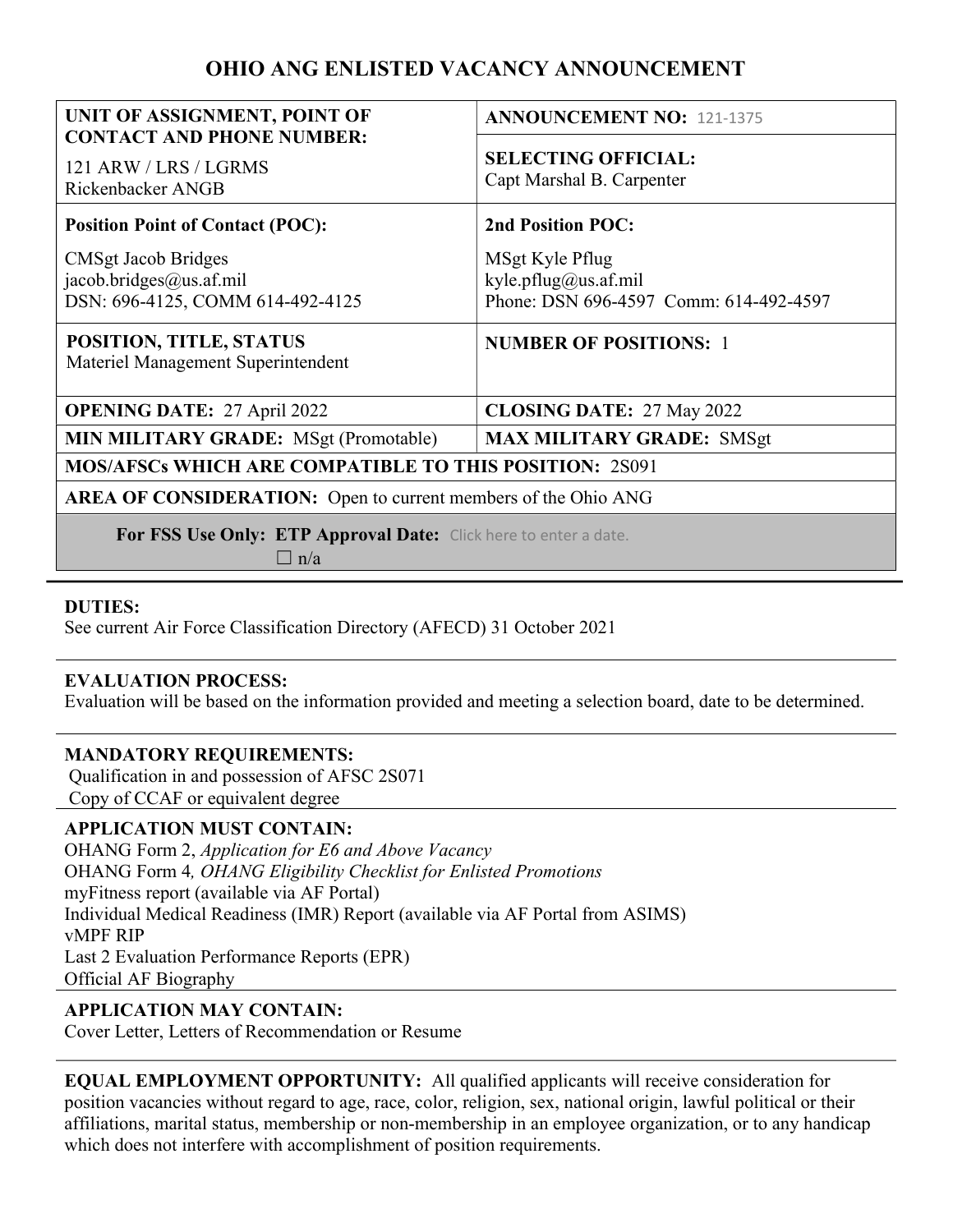# OHIO ANG ENLISTED VACANCY ANNOUNCEMENT

| **UNIT OF ASSIGNMENT, POINT OF CONTACT AND PHONE NUMBER:**<br>121 ARW / LRS / LGRMS<br>Rickenbacker ANGB | **ANNOUNCEMENT NO:** 121-1375<br><br>**SELECTING OFFICIAL:**<br>Capt Marshal B. Carpenter |
|---|---|
| **Position Point of Contact (POC):**<br>CMSgt Jacob Bridges<br>jacob.bridges@us.af.mil<br>DSN: 696-4125, COMM 614-492-4125 | **2nd Position POC:**<br>MSgt Kyle Pflug<br>kyle.pflug@us.af.mil<br>Phone: DSN 696-4597 Comm: 614-492-4597 |
| **POSITION, TITLE, STATUS**<br>Materiel Management Superintendent | **NUMBER OF POSITIONS:** 1 |
| **OPENING DATE:** 27 April 2022 | **CLOSING DATE:** 27 May 2022 |
| **MIN MILITARY GRADE:** MSgt (Promotable) | **MAX MILITARY GRADE:** SMSgt |
| **MOS/AFSCs WHICH ARE COMPATIBLE TO THIS POSITION:** 2S091 | |
| **AREA OF CONSIDERATION:** Open to current members of the Ohio ANG | |
| **For FSS Use Only: ETP Approval Date:** Click here to enter a date.<br>☐ n/a | |

**DUTIES:**
See current Air Force Classification Directory (AFECD) 31 October 2021

**EVALUATION PROCESS:**
Evaluation will be based on the information provided and meeting a selection board, date to be determined.

**MANDATORY REQUIREMENTS:**
Qualification in and possession of AFSC 2S071
Copy of CCAF or equivalent degree

**APPLICATION MUST CONTAIN:**
OHANG Form 2, *Application for E6 and Above Vacancy*
OHANG Form 4*, OHANG Eligibility Checklist for Enlisted Promotions*
myFitness report (available via AF Portal)
Individual Medical Readiness (IMR) Report (available via AF Portal from ASIMS)
vMPF RIP
Last 2 Evaluation Performance Reports (EPR)
Official AF Biography

**APPLICATION MAY CONTAIN:**
Cover Letter, Letters of Recommendation or Resume

**EQUAL EMPLOYMENT OPPORTUNITY:** All qualified applicants will receive consideration for position vacancies without regard to age, race, color, religion, sex, national origin, lawful political or their affiliations, marital status, membership or non-membership in an employee organization, or to any handicap which does not interfere with accomplishment of position requirements.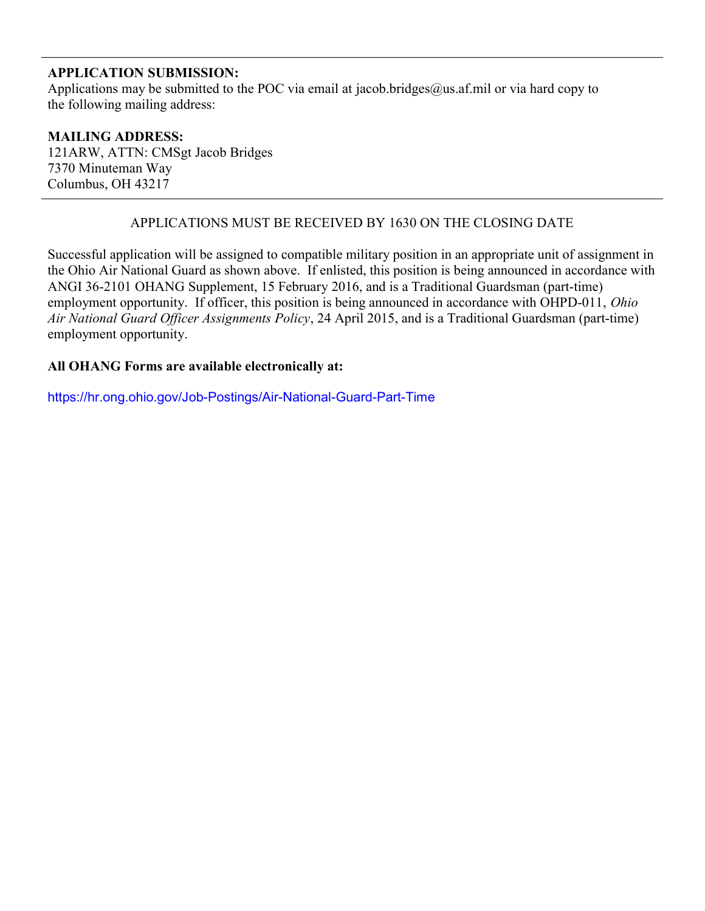**APPLICATION SUBMISSION:**
Applications may be submitted to the POC via email at jacob.bridges@us.af.mil or via hard copy to the following mailing address:

**MAILING ADDRESS:**
121ARW, ATTN: CMSgt Jacob Bridges
7370 Minuteman Way
Columbus, OH 43217

---

APPLICATIONS MUST BE RECEIVED BY 1630 ON THE CLOSING DATE

Successful application will be assigned to compatible military position in an appropriate unit of assignment in the Ohio Air National Guard as shown above. If enlisted, this position is being announced in accordance with ANGI 36-2101 OHANG Supplement, 15 February 2016, and is a Traditional Guardsman (part-time) employment opportunity. If officer, this position is being announced in accordance with OHPD-011, *Ohio Air National Guard Officer Assignments Policy*, 24 April 2015, and is a Traditional Guardsman (part-time) employment opportunity.

**All OHANG Forms are available electronically at:**

https://hr.ong.ohio.gov/Job-Postings/Air-National-Guard-Part-Time